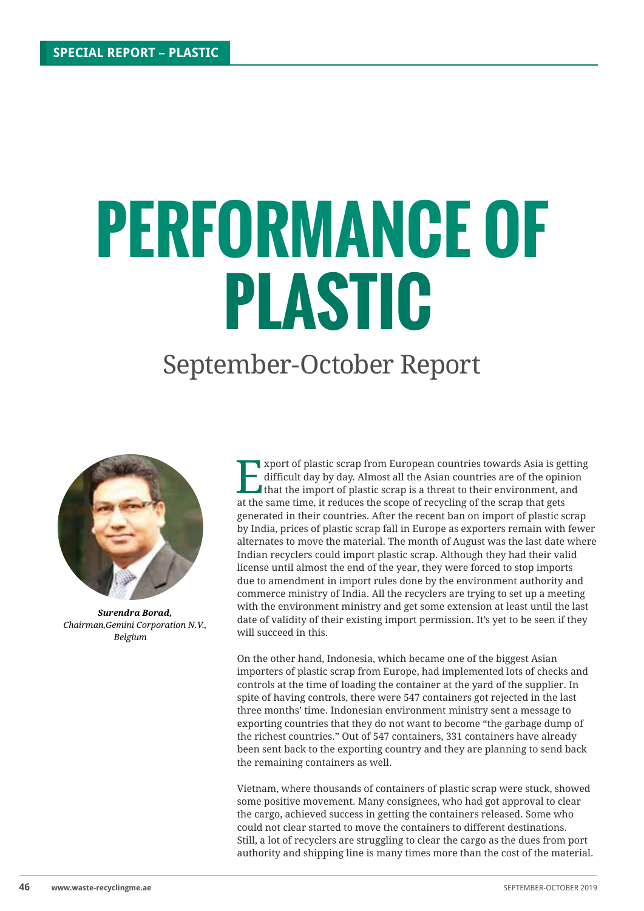SPECIAL REPORT – PLASTIC

# PERFORMANCE OF PLASTIC

## September-October Report

***Surendra Borad,***
*Chairman,Gemini Corporation N.V., Belgium*

Export of plastic scrap from European countries towards Asia is getting difficult day by day. Almost all the Asian countries are of the opinion that the import of plastic scrap is a threat to their environment, and at the same time, it reduces the scope of recycling of the scrap that gets generated in their countries. After the recent ban on import of plastic scrap by India, prices of plastic scrap fall in Europe as exporters remain with fewer alternates to move the material. The month of August was the last date where Indian recyclers could import plastic scrap. Although they had their valid license until almost the end of the year, they were forced to stop imports due to amendment in import rules done by the environment authority and commerce ministry of India. All the recyclers are trying to set up a meeting with the environment ministry and get some extension at least until the last date of validity of their existing import permission. It's yet to be seen if they will succeed in this.

On the other hand, Indonesia, which became one of the biggest Asian importers of plastic scrap from Europe, had implemented lots of checks and controls at the time of loading the container at the yard of the supplier. In spite of having controls, there were 547 containers got rejected in the last three months' time. Indonesian environment ministry sent a message to exporting countries that they do not want to become "the garbage dump of the richest countries." Out of 547 containers, 331 containers have already been sent back to the exporting country and they are planning to send back the remaining containers as well.

Vietnam, where thousands of containers of plastic scrap were stuck, showed some positive movement. Many consignees, who had got approval to clear the cargo, achieved success in getting the containers released. Some who could not clear started to move the containers to different destinations. Still, a lot of recyclers are struggling to clear the cargo as the dues from port authority and shipping line is many times more than the cost of the material.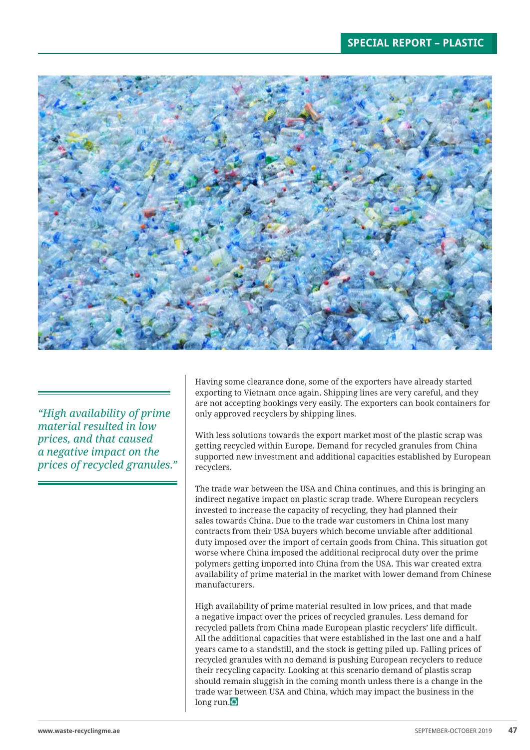> *"High availability of prime material resulted in low prices, and that caused a negative impact on the prices of recycled granules."*

Having some clearance done, some of the exporters have already started exporting to Vietnam once again. Shipping lines are very careful, and they are not accepting bookings very easily. The exporters can book containers for only approved recyclers by shipping lines.

With less solutions towards the export market most of the plastic scrap was getting recycled within Europe. Demand for recycled granules from China supported new investment and additional capacities established by European recyclers.

The trade war between the USA and China continues, and this is bringing an indirect negative impact on plastic scrap trade. Where European recyclers invested to increase the capacity of recycling, they had planned their sales towards China. Due to the trade war customers in China lost many contracts from their USA buyers which become unviable after additional duty imposed over the import of certain goods from China. This situation got worse where China imposed the additional reciprocal duty over the prime polymers getting imported into China from the USA. This war created extra availability of prime material in the market with lower demand from Chinese manufacturers.

High availability of prime material resulted in low prices, and that made a negative impact over the prices of recycled granules. Less demand for recycled pallets from China made European plastic recyclers' life difficult. All the additional capacities that were established in the last one and a half years came to a standstill, and the stock is getting piled up. Falling prices of recycled granules with no demand is pushing European recyclers to reduce their recycling capacity. Looking at this scenario demand of plastis scrap should remain sluggish in the coming month unless there is a change in the trade war between USA and China, which may impact the business in the long run.